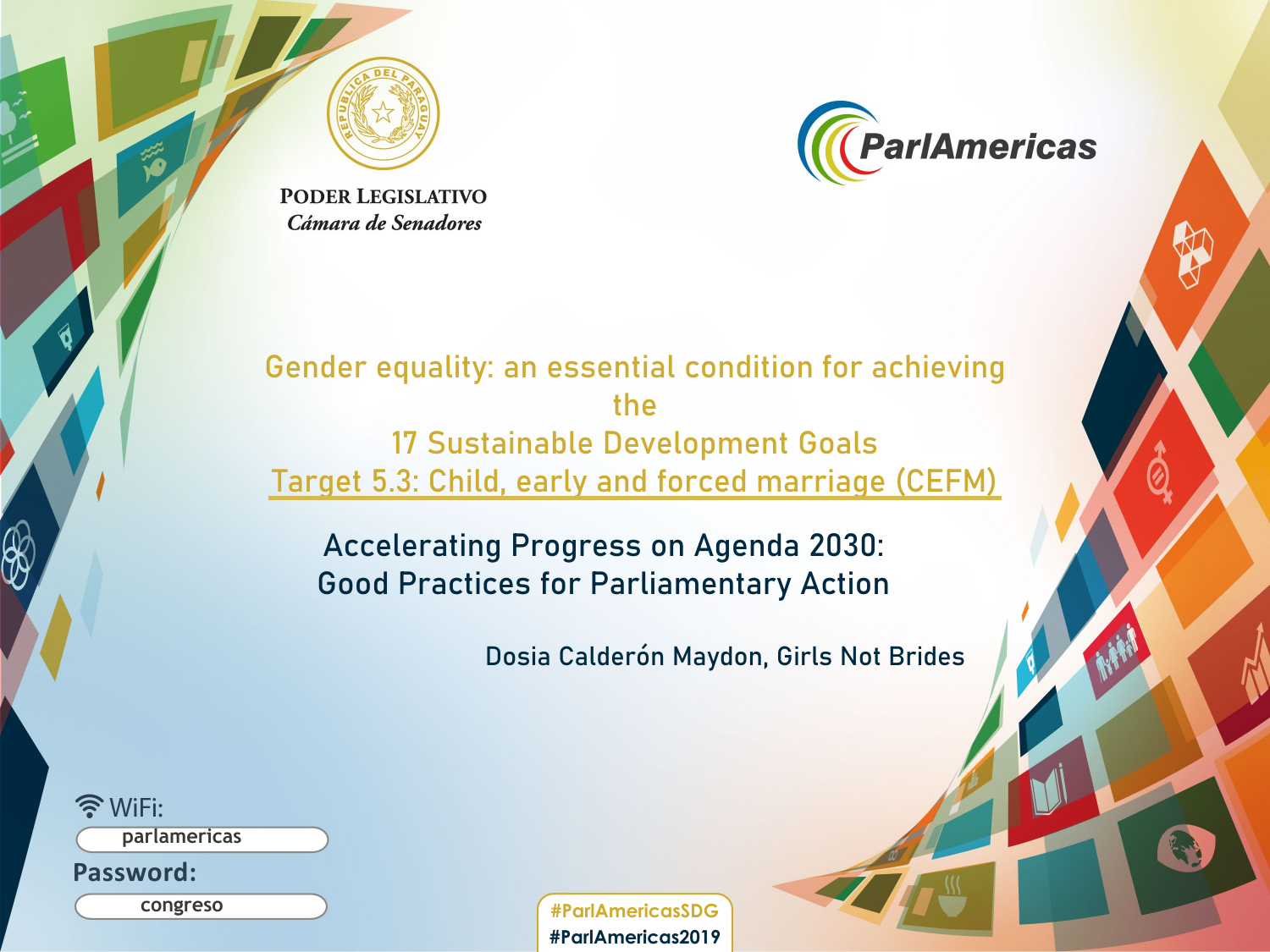PODER LEGISLATIVO
*Cámara de Senadores*

ParlAmericas

# Gender equality: an essential condition for achieving the 17 Sustainable Development Goals

## Target 5.3: Child, early and forced marriage (CEFM)

## Accelerating Progress on Agenda 2030: Good Practices for Parliamentary Action

Dosia Calderón Maydon, Girls Not Brides

WiFi: parlamericas

Password: congreso

#ParlAmericasSDG
#ParlAmericas2019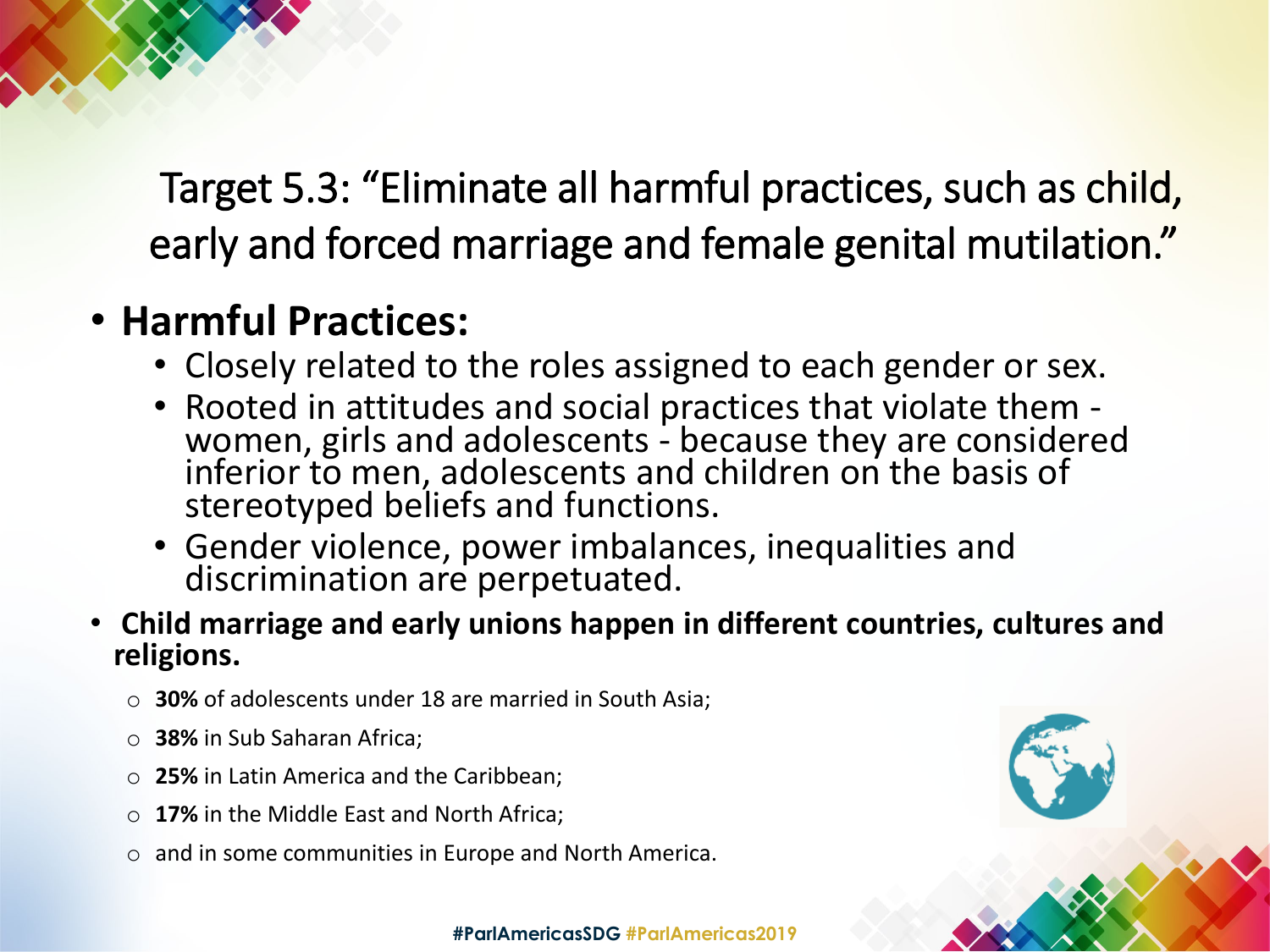# Target 5.3: “Eliminate all harmful practices, such as child, early and forced marriage and female genital mutilation.”

- **Harmful Practices:**
  - Closely related to the roles assigned to each gender or sex.
  - Rooted in attitudes and social practices that violate them - women, girls and adolescents - because they are considered inferior to men, adolescents and children on the basis of stereotyped beliefs and functions.
  - Gender violence, power imbalances, inequalities and discrimination are perpetuated.
- **Child marriage and early unions happen in different countries, cultures and religions.**
  - **30%** of adolescents under 18 are married in South Asia;
  - **38%** in Sub Saharan Africa;
  - **25%** in Latin America and the Caribbean;
  - **17%** in the Middle East and North Africa;
  - and in some communities in Europe and North America.

**#ParlAmericasSDG #ParlAmericas2019**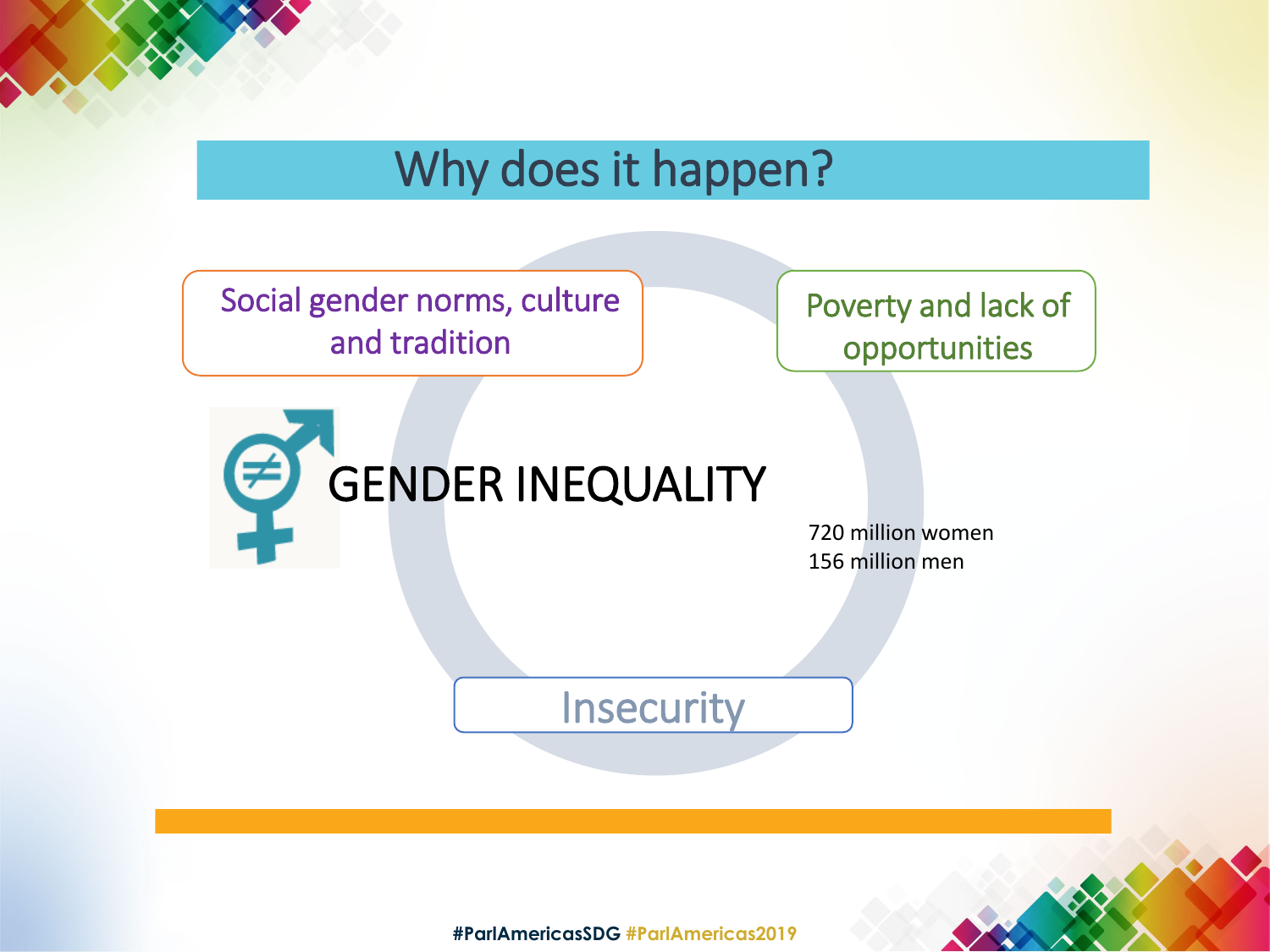# Why does it happen?

Social gender norms, culture and tradition

Poverty and lack of opportunities

GENDER INEQUALITY

720 million women
156 million men

Insecurity

#ParlAmericasSDG #ParlAmericas2019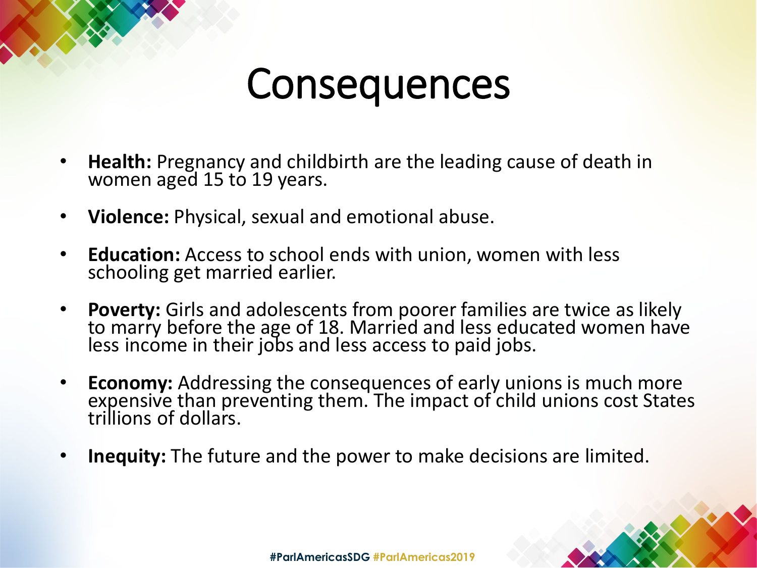# Consequences

- **Health:** Pregnancy and childbirth are the leading cause of death in women aged 15 to 19 years.
- **Violence:** Physical, sexual and emotional abuse.
- **Education:** Access to school ends with union, women with less schooling get married earlier.
- **Poverty:** Girls and adolescents from poorer families are twice as likely to marry before the age of 18. Married and less educated women have less income in their jobs and less access to paid jobs.
- **Economy:** Addressing the consequences of early unions is much more expensive than preventing them. The impact of child unions cost States trillions of dollars.
- **Inequity:** The future and the power to make decisions are limited.

#ParlAmericasSDG #ParlAmericas2019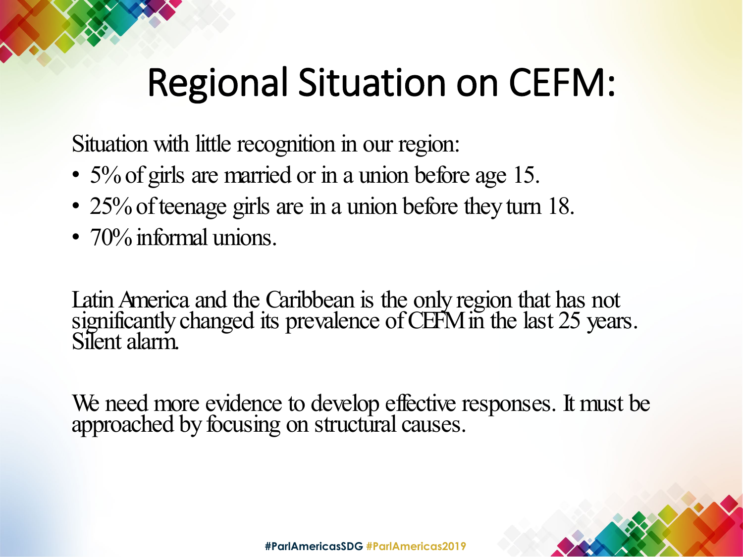# Regional Situation on CEFM:

Situation with little recognition in our region:

- 5% of girls are married or in a union before age 15.
- 25% of teenage girls are in a union before they turn 18.
- 70% informal unions.

Latin America and the Caribbean is the only region that has not significantly changed its prevalence of CEFM in the last 25 years. Silent alarm.

We need more evidence to develop effective responses. It must be approached by focusing on structural causes.

#ParlAmericasSDG #ParlAmericas2019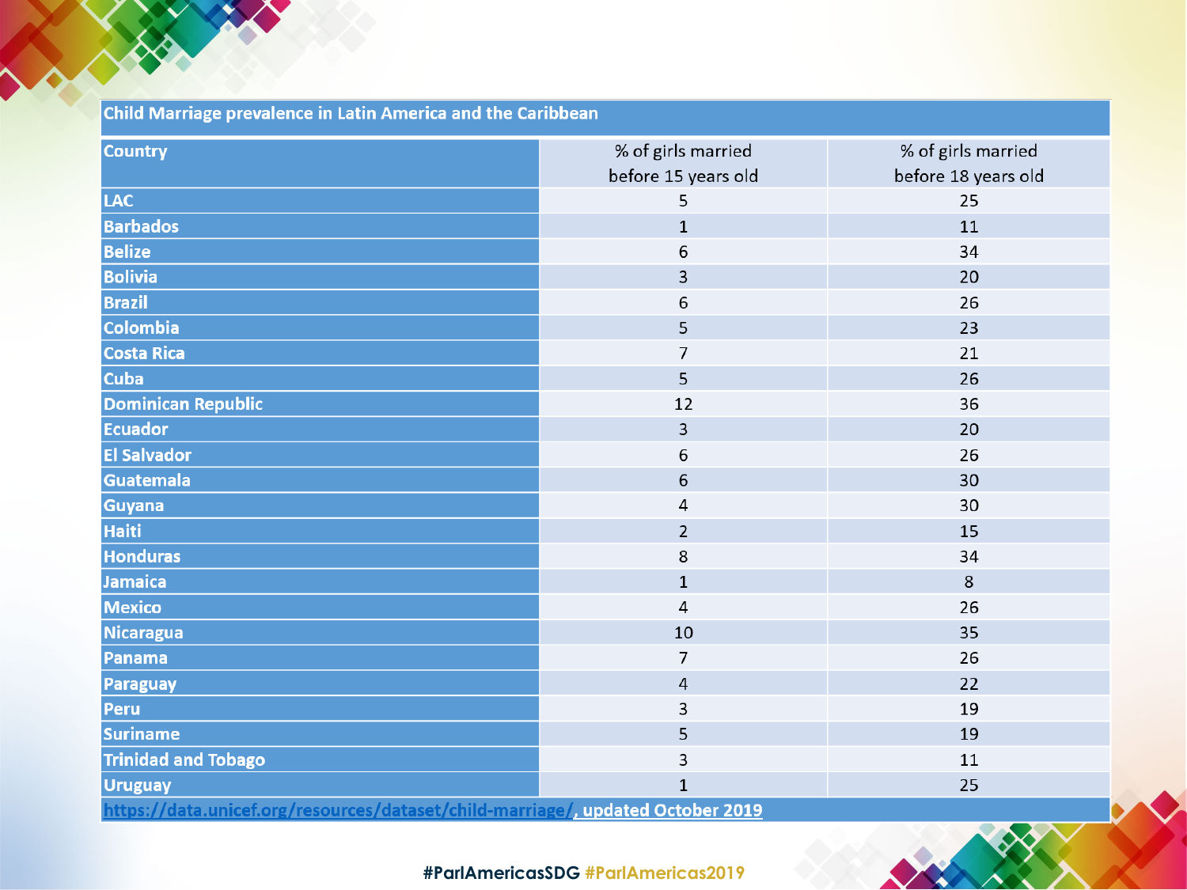| Child Marriage prevalence in Latin America and the Caribbean | | |
|---|---|---|
| **Country** | % of girls married before 15 years old | % of girls married before 18 years old |
| **LAC** | 5 | 25 |
| **Barbados** | 1 | 11 |
| **Belize** | 6 | 34 |
| **Bolivia** | 3 | 20 |
| **Brazil** | 6 | 26 |
| **Colombia** | 5 | 23 |
| **Costa Rica** | 7 | 21 |
| **Cuba** | 5 | 26 |
| **Dominican Republic** | 12 | 36 |
| **Ecuador** | 3 | 20 |
| **El Salvador** | 6 | 26 |
| **Guatemala** | 6 | 30 |
| **Guyana** | 4 | 30 |
| **Haiti** | 2 | 15 |
| **Honduras** | 8 | 34 |
| **Jamaica** | 1 | 8 |
| **Mexico** | 4 | 26 |
| **Nicaragua** | 10 | 35 |
| **Panama** | 7 | 26 |
| **Paraguay** | 4 | 22 |
| **Peru** | 3 | 19 |
| **Suriname** | 5 | 19 |
| **Trinidad and Tobago** | 3 | 11 |
| **Uruguay** | 1 | 25 |

https://data.unicef.org/resources/dataset/child-marriage/, updated October 2019

#ParlAmericasSDG #ParlAmericas2019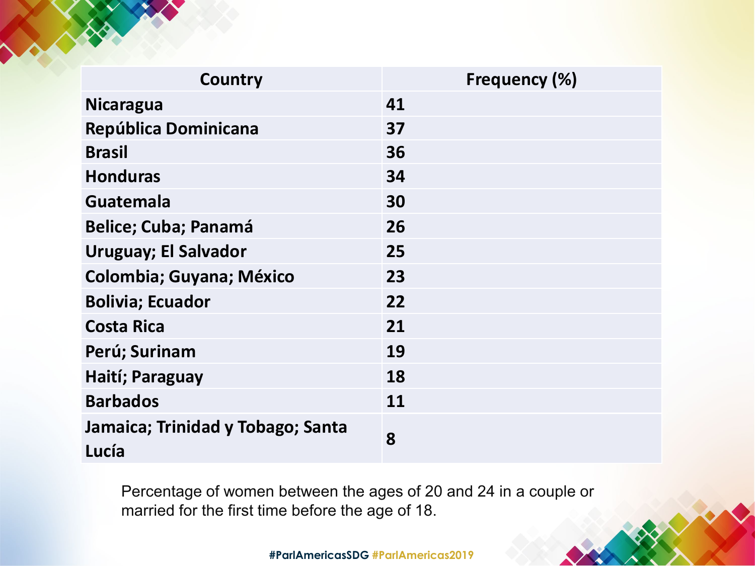| Country | Frequency (%) |
|---|---|
| Nicaragua | 41 |
| República Dominicana | 37 |
| Brasil | 36 |
| Honduras | 34 |
| Guatemala | 30 |
| Belice; Cuba; Panamá | 26 |
| Uruguay; El Salvador | 25 |
| Colombia; Guyana; México | 23 |
| Bolivia; Ecuador | 22 |
| Costa Rica | 21 |
| Perú; Surinam | 19 |
| Haití; Paraguay | 18 |
| Barbados | 11 |
| Jamaica; Trinidad y Tobago; Santa Lucía | 8 |

Percentage of women between the ages of 20 and 24 in a couple or married for the first time before the age of 18.

#ParlAmericasSDG #ParlAmericas2019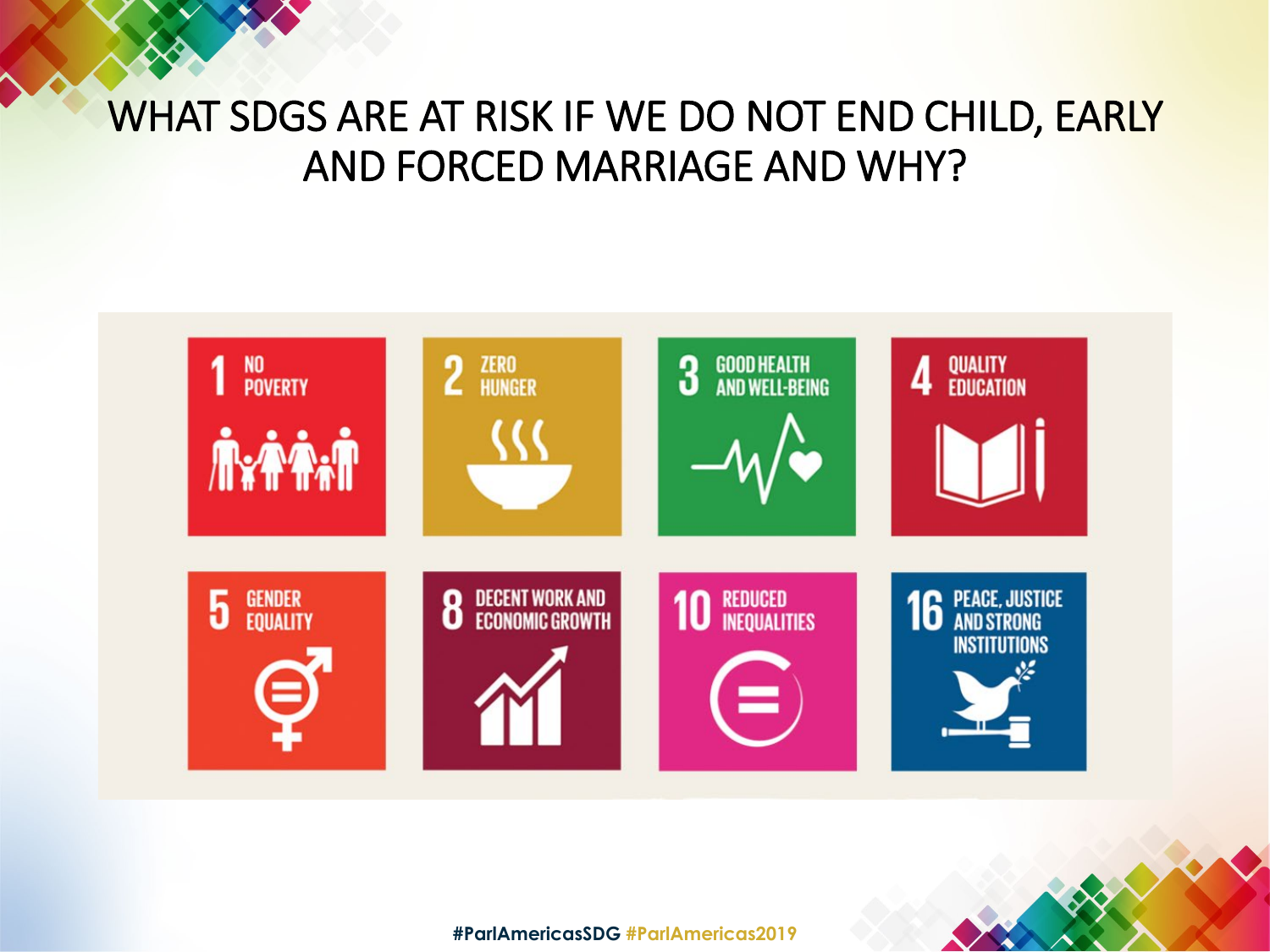# WHAT SDGS ARE AT RISK IF WE DO NOT END CHILD, EARLY AND FORCED MARRIAGE AND WHY?

1 NO POVERTY

2 ZERO HUNGER

3 GOOD HEALTH AND WELL-BEING

4 QUALITY EDUCATION

5 GENDER EQUALITY

8 DECENT WORK AND ECONOMIC GROWTH

10 REDUCED INEQUALITIES

16 PEACE, JUSTICE AND STRONG INSTITUTIONS

#ParlAmericasSDG #ParlAmericas2019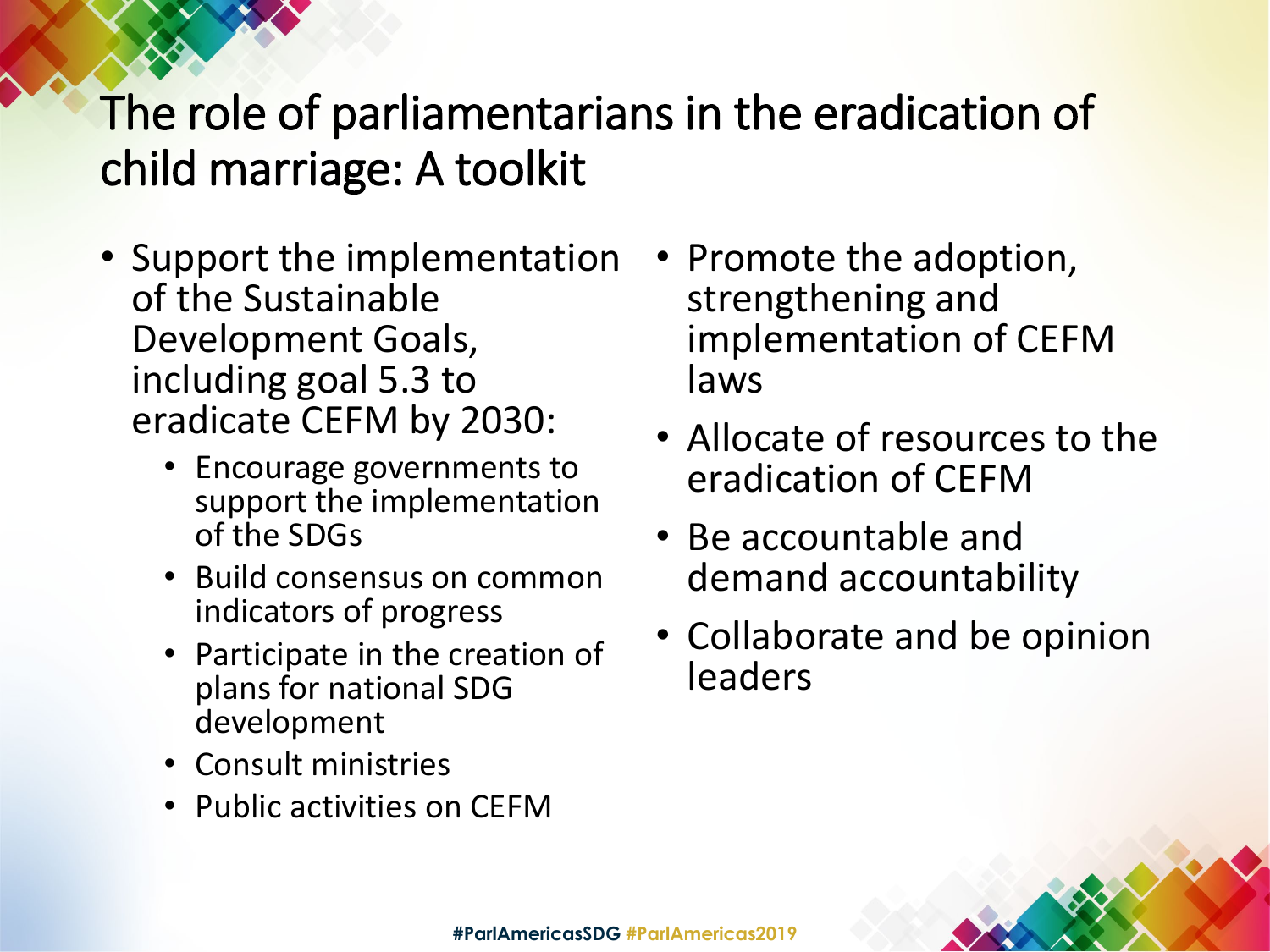# The role of parliamentarians in the eradication of child marriage: A toolkit

- Support the implementation of the Sustainable Development Goals, including goal 5.3 to eradicate CEFM by 2030:
  - Encourage governments to support the implementation of the SDGs
  - Build consensus on common indicators of progress
  - Participate in the creation of plans for national SDG development
  - Consult ministries
  - Public activities on CEFM
- Promote the adoption, strengthening and implementation of CEFM laws
- Allocate of resources to the eradication of CEFM
- Be accountable and demand accountability
- Collaborate and be opinion leaders

#ParlAmericasSDG #ParlAmericas2019